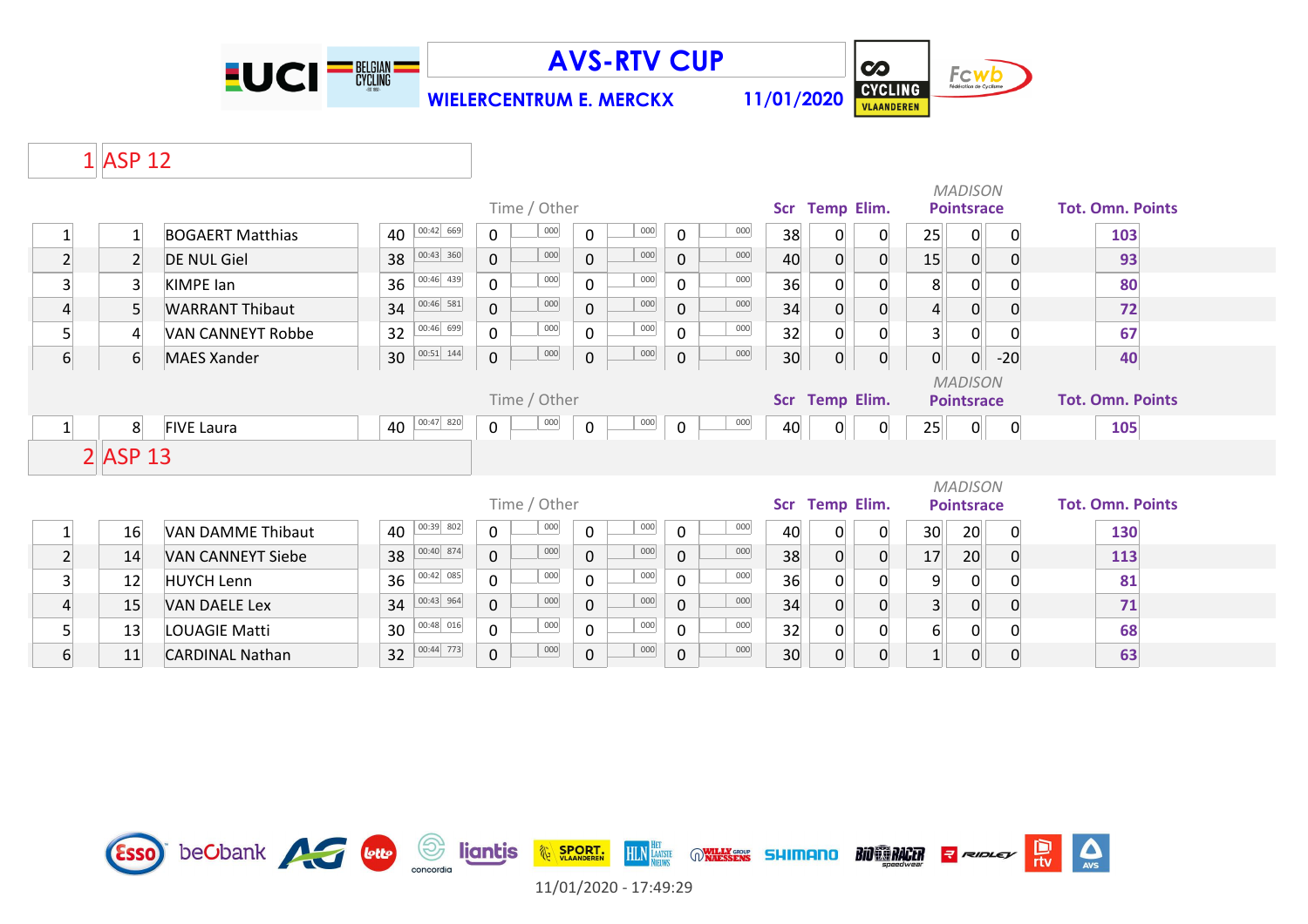# AVS-RTV CUP

**WIELERCENTRUM E. MERCKX** 11/01/2020

## 1 ASP 12

| | | | | Time / Other | | | | | | | Scr | Temp | Elim. | MADISON Pointsrace | | | Tot. Omn. Points |
|---|---|---|---|---|---|---|---|---|---|---|---|---|---|---|---|---|---|
| 1 | 1 | BOGAERT Matthias | 40 | 00:42 669 | 0 | 000 | 0 | 000 | 0 | 000 | 38 | 0 | 0 | 25 | 0 | 0 | 103 |
| 2 | 2 | DE NUL Giel | 38 | 00:43 360 | 0 | 000 | 0 | 000 | 0 | 000 | 40 | 0 | 0 | 15 | 0 | 0 | 93 |
| 3 | 3 | KIMPE Ian | 36 | 00:46 439 | 0 | 000 | 0 | 000 | 0 | 000 | 36 | 0 | 0 | 8 | 0 | 0 | 80 |
| 4 | 5 | WARRANT Thibaut | 34 | 00:46 581 | 0 | 000 | 0 | 000 | 0 | 000 | 34 | 0 | 0 | 4 | 0 | 0 | 72 |
| 5 | 4 | VAN CANNEYT Robbe | 32 | 00:46 699 | 0 | 000 | 0 | 000 | 0 | 000 | 32 | 0 | 0 | 3 | 0 | 0 | 67 |
| 6 | 6 | MAES Xander | 30 | 00:51 144 | 0 | 000 | 0 | 000 | 0 | 000 | 30 | 0 | 0 | 0 | 0 | -20 | 40 |

| | | | | Time / Other | | | | | | | Scr | Temp | Elim. | MADISON Pointsrace | | | Tot. Omn. Points |
|---|---|---|---|---|---|---|---|---|---|---|---|---|---|---|---|---|---|
| 1 | 8 | FIVE Laura | 40 | 00:47 820 | 0 | 000 | 0 | 000 | 0 | 000 | 40 | 0 | 0 | 25 | 0 | 0 | 105 |

## 2 ASP 13

| | | | | Time / Other | | | | | | | Scr | Temp | Elim. | MADISON Pointsrace | | | Tot. Omn. Points |
|---|---|---|---|---|---|---|---|---|---|---|---|---|---|---|---|---|---|
| 1 | 16 | VAN DAMME Thibaut | 40 | 00:39 802 | 0 | 000 | 0 | 000 | 0 | 000 | 40 | 0 | 0 | 30 | 20 | 0 | 130 |
| 2 | 14 | VAN CANNEYT Siebe | 38 | 00:40 874 | 0 | 000 | 0 | 000 | 0 | 000 | 38 | 0 | 0 | 17 | 20 | 0 | 113 |
| 3 | 12 | HUYCH Lenn | 36 | 00:42 085 | 0 | 000 | 0 | 000 | 0 | 000 | 36 | 0 | 0 | 9 | 0 | 0 | 81 |
| 4 | 15 | VAN DAELE Lex | 34 | 00:43 964 | 0 | 000 | 0 | 000 | 0 | 000 | 34 | 0 | 0 | 3 | 0 | 0 | 71 |
| 5 | 13 | LOUAGIE Matti | 30 | 00:48 016 | 0 | 000 | 0 | 000 | 0 | 000 | 32 | 0 | 0 | 6 | 0 | 0 | 68 |
| 6 | 11 | CARDINAL Nathan | 32 | 00:44 773 | 0 | 000 | 0 | 000 | 0 | 000 | 30 | 0 | 0 | 1 | 0 | 0 | 63 |

11/01/2020 - 17:49:29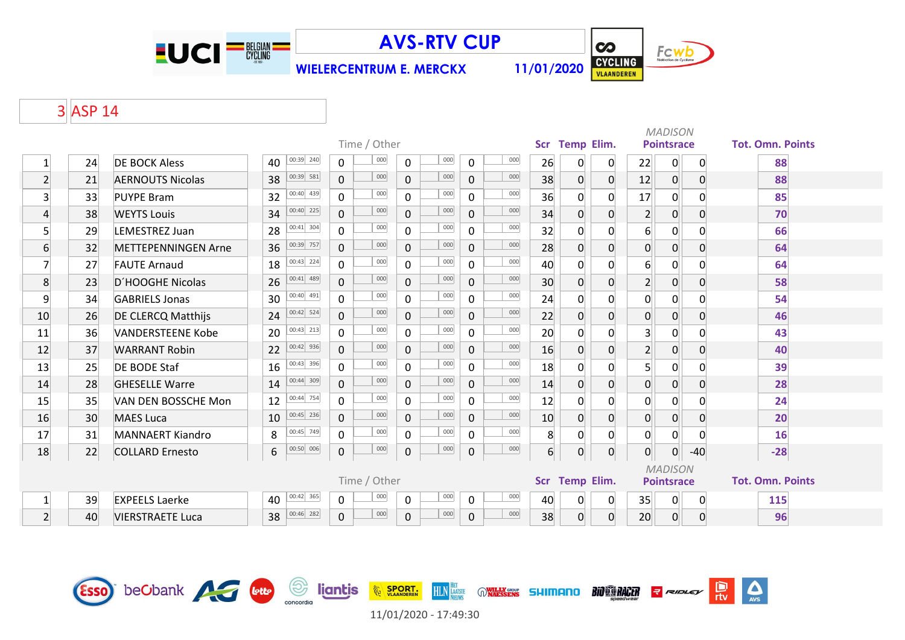# AVS-RTV CUP

**WIELERCENTRUM E. MERCKX** 11/01/2020

## 3 ASP 14

| | | | Time / Other | | | | | | | | Scr | Temp | Elim. | MADISON Pointsrace | | | Tot. Omn. Points |
|---|---|---|---|---|---|---|---|---|---|---|---|---|---|---|---|---|---|
| 1 | 24 | DE BOCK Aless | 40 | 00:39 240 | 0 | 000 | 0 | 000 | 0 | 000 | 26 | 0 | 0 | 22 | 0 | 0 | 88 |
| 2 | 21 | AERNOUTS Nicolas | 38 | 00:39 581 | 0 | 000 | 0 | 000 | 0 | 000 | 38 | 0 | 0 | 12 | 0 | 0 | 88 |
| 3 | 33 | PUYPE Bram | 32 | 00:40 439 | 0 | 000 | 0 | 000 | 0 | 000 | 36 | 0 | 0 | 17 | 0 | 0 | 85 |
| 4 | 38 | WEYTS Louis | 34 | 00:40 225 | 0 | 000 | 0 | 000 | 0 | 000 | 34 | 0 | 0 | 2 | 0 | 0 | 70 |
| 5 | 29 | LEMESTREZ Juan | 28 | 00:41 304 | 0 | 000 | 0 | 000 | 0 | 000 | 32 | 0 | 0 | 6 | 0 | 0 | 66 |
| 6 | 32 | METTEPENNINGEN Arne | 36 | 00:39 757 | 0 | 000 | 0 | 000 | 0 | 000 | 28 | 0 | 0 | 0 | 0 | 0 | 64 |
| 7 | 27 | FAUTE Arnaud | 18 | 00:43 224 | 0 | 000 | 0 | 000 | 0 | 000 | 40 | 0 | 0 | 6 | 0 | 0 | 64 |
| 8 | 23 | D´HOOGHE Nicolas | 26 | 00:41 489 | 0 | 000 | 0 | 000 | 0 | 000 | 30 | 0 | 0 | 2 | 0 | 0 | 58 |
| 9 | 34 | GABRIELS Jonas | 30 | 00:40 491 | 0 | 000 | 0 | 000 | 0 | 000 | 24 | 0 | 0 | 0 | 0 | 0 | 54 |
| 10 | 26 | DE CLERCQ Matthijs | 24 | 00:42 524 | 0 | 000 | 0 | 000 | 0 | 000 | 22 | 0 | 0 | 0 | 0 | 0 | 46 |
| 11 | 36 | VANDERSTEENE Kobe | 20 | 00:43 213 | 0 | 000 | 0 | 000 | 0 | 000 | 20 | 0 | 0 | 3 | 0 | 0 | 43 |
| 12 | 37 | WARRANT Robin | 22 | 00:42 936 | 0 | 000 | 0 | 000 | 0 | 000 | 16 | 0 | 0 | 2 | 0 | 0 | 40 |
| 13 | 25 | DE BODE Staf | 16 | 00:43 396 | 0 | 000 | 0 | 000 | 0 | 000 | 18 | 0 | 0 | 5 | 0 | 0 | 39 |
| 14 | 28 | GHESELLE Warre | 14 | 00:44 309 | 0 | 000 | 0 | 000 | 0 | 000 | 14 | 0 | 0 | 0 | 0 | 0 | 28 |
| 15 | 35 | VAN DEN BOSSCHE Mon | 12 | 00:44 754 | 0 | 000 | 0 | 000 | 0 | 000 | 12 | 0 | 0 | 0 | 0 | 0 | 24 |
| 16 | 30 | MAES Luca | 10 | 00:45 236 | 0 | 000 | 0 | 000 | 0 | 000 | 10 | 0 | 0 | 0 | 0 | 0 | 20 |
| 17 | 31 | MANNAERT Kiandro | 8 | 00:45 749 | 0 | 000 | 0 | 000 | 0 | 000 | 8 | 0 | 0 | 0 | 0 | 0 | 16 |
| 18 | 22 | COLLARD Ernesto | 6 | 00:50 006 | 0 | 000 | 0 | 000 | 0 | 000 | 6 | 0 | 0 | 0 | 0 | -40 | -28 |

| | | | Time / Other | | | | | | | | Scr | Temp | Elim. | MADISON Pointsrace | | | Tot. Omn. Points |
|---|---|---|---|---|---|---|---|---|---|---|---|---|---|---|---|---|---|
| 1 | 39 | EXPEELS Laerke | 40 | 00:42 365 | 0 | 000 | 0 | 000 | 0 | 000 | 40 | 0 | 0 | 35 | 0 | 0 | 115 |
| 2 | 40 | VIERSTRAETE Luca | 38 | 00:46 282 | 0 | 000 | 0 | 000 | 0 | 000 | 38 | 0 | 0 | 20 | 0 | 0 | 96 |

11/01/2020 - 17:49:30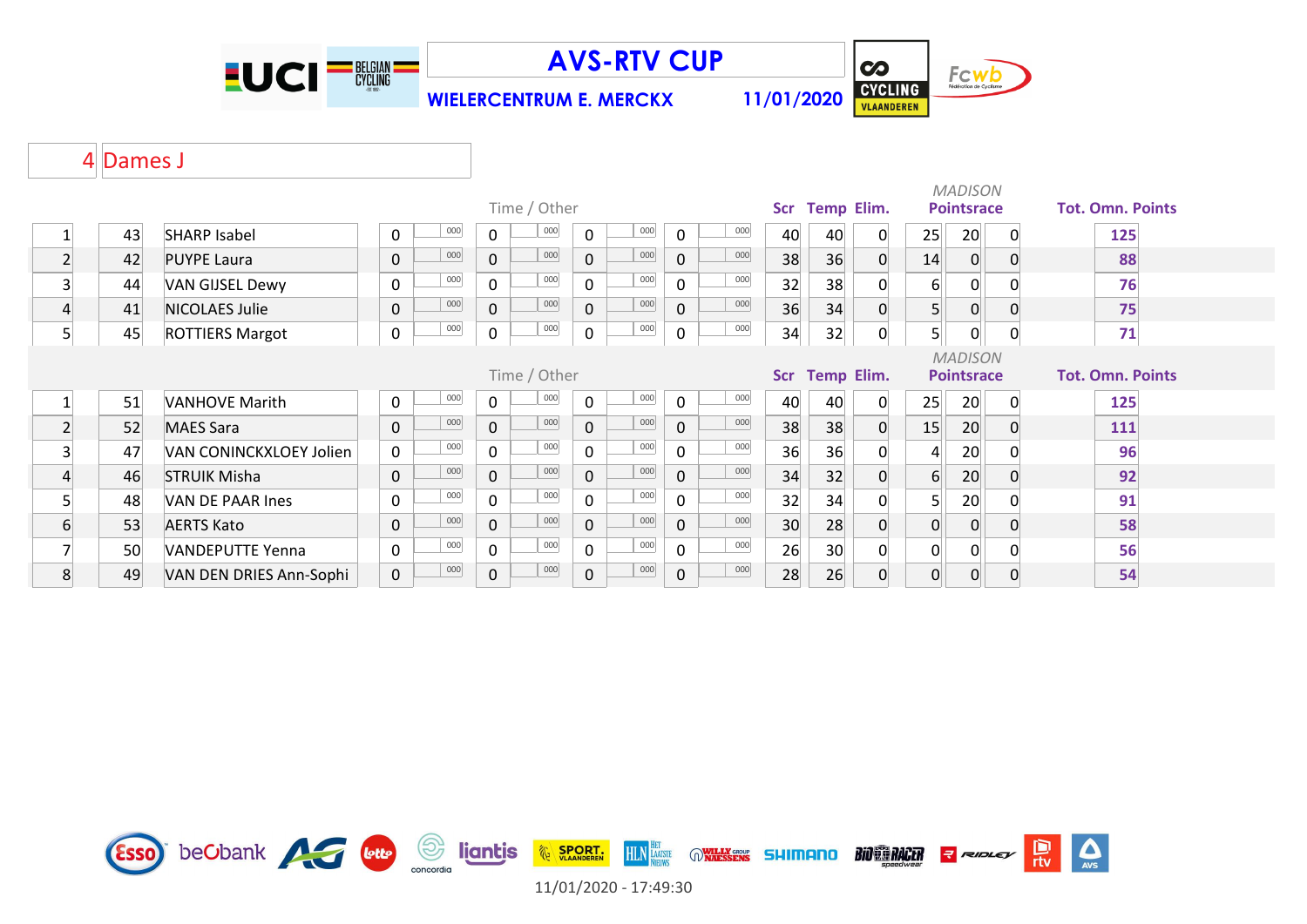# AVS-RTV CUP

WIELERCENTRUM E. MERCKX 11/01/2020

## 4 Dames J

| Pl. | Nr. | Naam | Time / Other | | | | | | | | Scr | Temp | Elim. | MADISON Pointsrace | | | Tot. Omn. Points |
|---|---|---|---|---|---|---|---|---|---|---|---|---|---|---|---|---|---|
| 1 | 43 | SHARP Isabel | 0 | 000 | 0 | 000 | 0 | 000 | 0 | 000 | 40 | 40 | 0 | 25 | 20 | 0 | 125 |
| 2 | 42 | PUYPE Laura | 0 | 000 | 0 | 000 | 0 | 000 | 0 | 000 | 38 | 36 | 0 | 14 | 0 | 0 | 88 |
| 3 | 44 | VAN GIJSEL Dewy | 0 | 000 | 0 | 000 | 0 | 000 | 0 | 000 | 32 | 38 | 0 | 6 | 0 | 0 | 76 |
| 4 | 41 | NICOLAES Julie | 0 | 000 | 0 | 000 | 0 | 000 | 0 | 000 | 36 | 34 | 0 | 5 | 0 | 0 | 75 |
| 5 | 45 | ROTTIERS Margot | 0 | 000 | 0 | 000 | 0 | 000 | 0 | 000 | 34 | 32 | 0 | 5 | 0 | 0 | 71 |

| Pl. | Nr. | Naam | Time / Other | | | | | | | | Scr | Temp | Elim. | MADISON Pointsrace | | | Tot. Omn. Points |
|---|---|---|---|---|---|---|---|---|---|---|---|---|---|---|---|---|---|
| 1 | 51 | VANHOVE Marith | 0 | 000 | 0 | 000 | 0 | 000 | 0 | 000 | 40 | 40 | 0 | 25 | 20 | 0 | 125 |
| 2 | 52 | MAES Sara | 0 | 000 | 0 | 000 | 0 | 000 | 0 | 000 | 38 | 38 | 0 | 15 | 20 | 0 | 111 |
| 3 | 47 | VAN CONINCKXLOEY Jolien | 0 | 000 | 0 | 000 | 0 | 000 | 0 | 000 | 36 | 36 | 0 | 4 | 20 | 0 | 96 |
| 4 | 46 | STRUIK Misha | 0 | 000 | 0 | 000 | 0 | 000 | 0 | 000 | 34 | 32 | 0 | 6 | 20 | 0 | 92 |
| 5 | 48 | VAN DE PAAR Ines | 0 | 000 | 0 | 000 | 0 | 000 | 0 | 000 | 32 | 34 | 0 | 5 | 20 | 0 | 91 |
| 6 | 53 | AERTS Kato | 0 | 000 | 0 | 000 | 0 | 000 | 0 | 000 | 30 | 28 | 0 | 0 | 0 | 0 | 58 |
| 7 | 50 | VANDEPUTTE Yenna | 0 | 000 | 0 | 000 | 0 | 000 | 0 | 000 | 26 | 30 | 0 | 0 | 0 | 0 | 56 |
| 8 | 49 | VAN DEN DRIES Ann-Sophi | 0 | 000 | 0 | 000 | 0 | 000 | 0 | 000 | 28 | 26 | 0 | 0 | 0 | 0 | 54 |

11/01/2020 - 17:49:30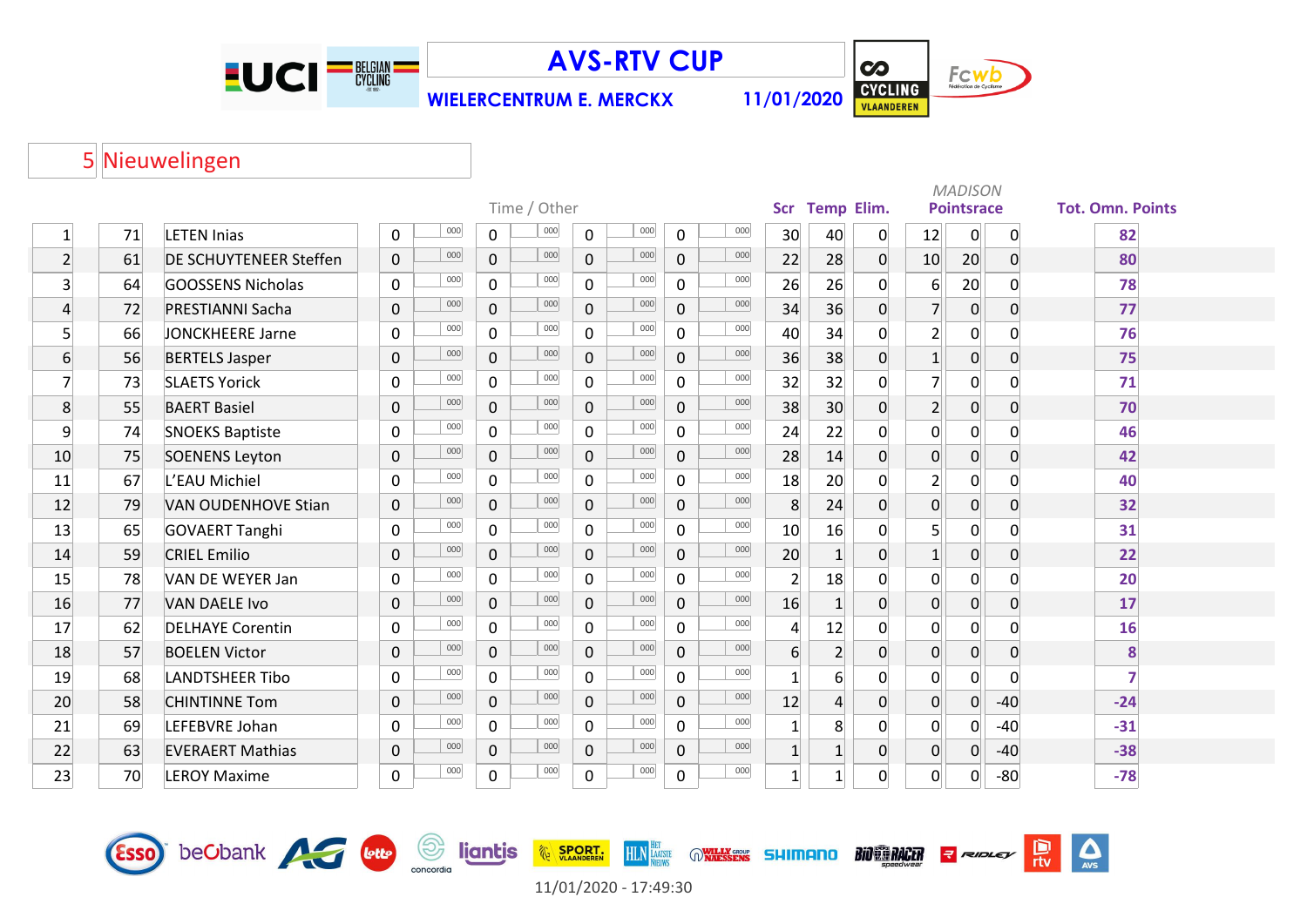# AVS-RTV CUP

**WIELERCENTRUM E. MERCKX** 11/01/2020

## 5 Nieuwelingen

| Pos | Nr | Name | Time / Other | | | | | | | | Scr | Temp | Elim. | *MADISON* Pointsrace | | | Tot. Omn. Points |
|---|---|---|---|---|---|---|---|---|---|---|---|---|---|---|---|---|---|
| 1 | 71 | LETEN Inias | 0 | 000 | 0 | 000 | 0 | 000 | 0 | 000 | 30 | 40 | 0 | 12 | 0 | 0 | 82 |
| 2 | 61 | DE SCHUYTENEER Steffen | 0 | 000 | 0 | 000 | 0 | 000 | 0 | 000 | 22 | 28 | 0 | 10 | 20 | 0 | 80 |
| 3 | 64 | GOOSSENS Nicholas | 0 | 000 | 0 | 000 | 0 | 000 | 0 | 000 | 26 | 26 | 0 | 6 | 20 | 0 | 78 |
| 4 | 72 | PRESTIANNI Sacha | 0 | 000 | 0 | 000 | 0 | 000 | 0 | 000 | 34 | 36 | 0 | 7 | 0 | 0 | 77 |
| 5 | 66 | JONCKHEERE Jarne | 0 | 000 | 0 | 000 | 0 | 000 | 0 | 000 | 40 | 34 | 0 | 2 | 0 | 0 | 76 |
| 6 | 56 | BERTELS Jasper | 0 | 000 | 0 | 000 | 0 | 000 | 0 | 000 | 36 | 38 | 0 | 1 | 0 | 0 | 75 |
| 7 | 73 | SLAETS Yorick | 0 | 000 | 0 | 000 | 0 | 000 | 0 | 000 | 32 | 32 | 0 | 7 | 0 | 0 | 71 |
| 8 | 55 | BAERT Basiel | 0 | 000 | 0 | 000 | 0 | 000 | 0 | 000 | 38 | 30 | 0 | 2 | 0 | 0 | 70 |
| 9 | 74 | SNOEKS Baptiste | 0 | 000 | 0 | 000 | 0 | 000 | 0 | 000 | 24 | 22 | 0 | 0 | 0 | 0 | 46 |
| 10 | 75 | SOENENS Leyton | 0 | 000 | 0 | 000 | 0 | 000 | 0 | 000 | 28 | 14 | 0 | 0 | 0 | 0 | 42 |
| 11 | 67 | L'EAU Michiel | 0 | 000 | 0 | 000 | 0 | 000 | 0 | 000 | 18 | 20 | 0 | 2 | 0 | 0 | 40 |
| 12 | 79 | VAN OUDENHOVE Stian | 0 | 000 | 0 | 000 | 0 | 000 | 0 | 000 | 8 | 24 | 0 | 0 | 0 | 0 | 32 |
| 13 | 65 | GOVAERT Tanghi | 0 | 000 | 0 | 000 | 0 | 000 | 0 | 000 | 10 | 16 | 0 | 5 | 0 | 0 | 31 |
| 14 | 59 | CRIEL Emilio | 0 | 000 | 0 | 000 | 0 | 000 | 0 | 000 | 20 | 1 | 0 | 1 | 0 | 0 | 22 |
| 15 | 78 | VAN DE WEYER Jan | 0 | 000 | 0 | 000 | 0 | 000 | 0 | 000 | 2 | 18 | 0 | 0 | 0 | 0 | 20 |
| 16 | 77 | VAN DAELE Ivo | 0 | 000 | 0 | 000 | 0 | 000 | 0 | 000 | 16 | 1 | 0 | 0 | 0 | 0 | 17 |
| 17 | 62 | DELHAYE Corentin | 0 | 000 | 0 | 000 | 0 | 000 | 0 | 000 | 4 | 12 | 0 | 0 | 0 | 0 | 16 |
| 18 | 57 | BOELEN Victor | 0 | 000 | 0 | 000 | 0 | 000 | 0 | 000 | 6 | 2 | 0 | 0 | 0 | 0 | 8 |
| 19 | 68 | LANDTSHEER Tibo | 0 | 000 | 0 | 000 | 0 | 000 | 0 | 000 | 1 | 6 | 0 | 0 | 0 | 0 | 7 |
| 20 | 58 | CHINTINNE Tom | 0 | 000 | 0 | 000 | 0 | 000 | 0 | 000 | 12 | 4 | 0 | 0 | 0 | -40 | -24 |
| 21 | 69 | LEFEBVRE Johan | 0 | 000 | 0 | 000 | 0 | 000 | 0 | 000 | 1 | 8 | 0 | 0 | 0 | -40 | -31 |
| 22 | 63 | EVERAERT Mathias | 0 | 000 | 0 | 000 | 0 | 000 | 0 | 000 | 1 | 1 | 0 | 0 | 0 | -40 | -38 |
| 23 | 70 | LEROY Maxime | 0 | 000 | 0 | 000 | 0 | 000 | 0 | 000 | 1 | 1 | 0 | 0 | 0 | -80 | -78 |

11/01/2020 - 17:49:30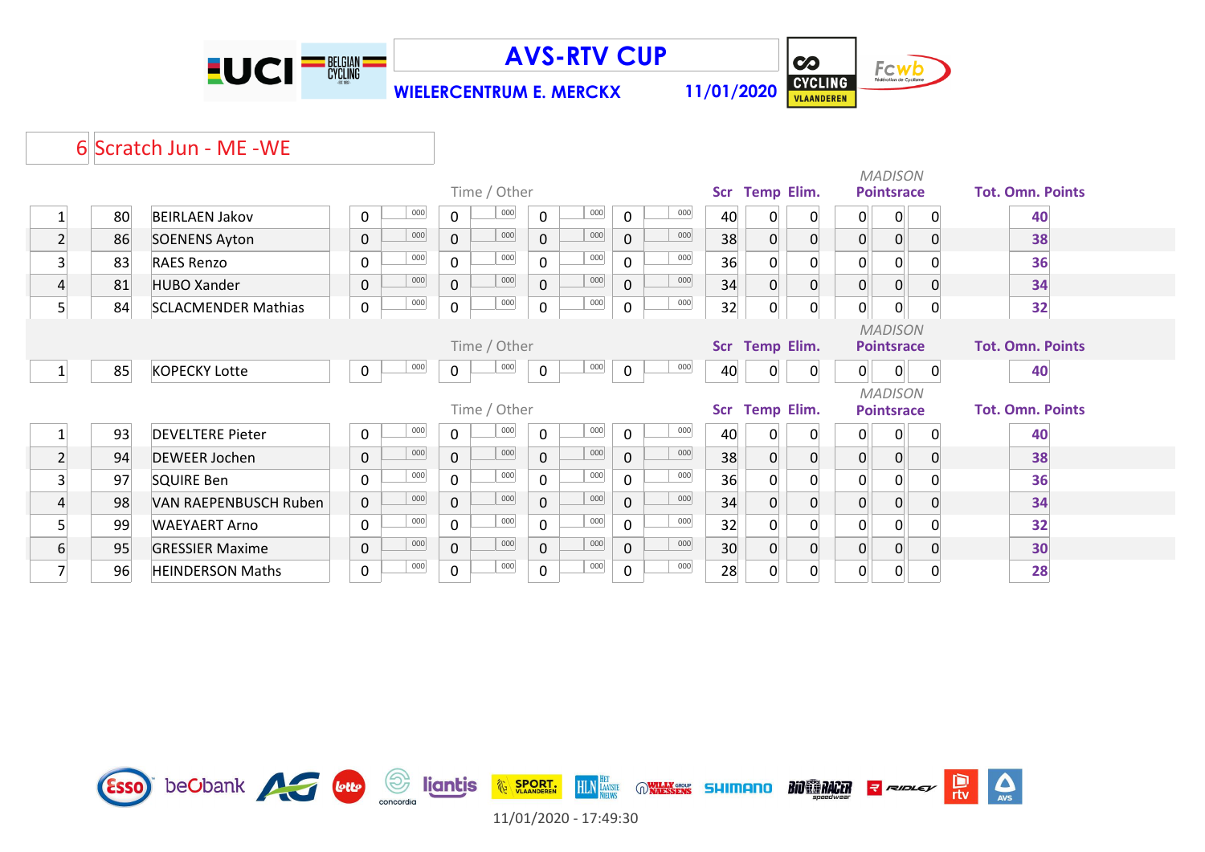# AVS-RTV CUP

**WIELERCENTRUM E. MERCKX** 11/01/2020

## 6 Scratch Jun - ME -WE

| | | | Time / Other | | | | | | | | Scr | Temp | Elim. | MADISON Pointsrace | | | Tot. Omn. Points |
|---|---|---|---|---|---|---|---|---|---|---|---|---|---|---|---|---|---|
| 1 | 80 | BEIRLAEN Jakov | 0 | 000 | 0 | 000 | 0 | 000 | 0 | 000 | 40 | 0 | 0 | 0 | 0 | 0 | 40 |
| 2 | 86 | SOENENS Ayton | 0 | 000 | 0 | 000 | 0 | 000 | 0 | 000 | 38 | 0 | 0 | 0 | 0 | 0 | 38 |
| 3 | 83 | RAES Renzo | 0 | 000 | 0 | 000 | 0 | 000 | 0 | 000 | 36 | 0 | 0 | 0 | 0 | 0 | 36 |
| 4 | 81 | HUBO Xander | 0 | 000 | 0 | 000 | 0 | 000 | 0 | 000 | 34 | 0 | 0 | 0 | 0 | 0 | 34 |
| 5 | 84 | SCLACMENDER Mathias | 0 | 000 | 0 | 000 | 0 | 000 | 0 | 000 | 32 | 0 | 0 | 0 | 0 | 0 | 32 |

| | | | Time / Other | | | | | | | | Scr | Temp | Elim. | MADISON Pointsrace | | | Tot. Omn. Points |
|---|---|---|---|---|---|---|---|---|---|---|---|---|---|---|---|---|---|
| 1 | 85 | KOPECKY Lotte | 0 | 000 | 0 | 000 | 0 | 000 | 0 | 000 | 40 | 0 | 0 | 0 | 0 | 0 | 40 |

| | | | Time / Other | | | | | | | | Scr | Temp | Elim. | MADISON Pointsrace | | | Tot. Omn. Points |
|---|---|---|---|---|---|---|---|---|---|---|---|---|---|---|---|---|---|
| 1 | 93 | DEVELTERE Pieter | 0 | 000 | 0 | 000 | 0 | 000 | 0 | 000 | 40 | 0 | 0 | 0 | 0 | 0 | 40 |
| 2 | 94 | DEWEER Jochen | 0 | 000 | 0 | 000 | 0 | 000 | 0 | 000 | 38 | 0 | 0 | 0 | 0 | 0 | 38 |
| 3 | 97 | SQUIRE Ben | 0 | 000 | 0 | 000 | 0 | 000 | 0 | 000 | 36 | 0 | 0 | 0 | 0 | 0 | 36 |
| 4 | 98 | VAN RAEPENBUSCH Ruben | 0 | 000 | 0 | 000 | 0 | 000 | 0 | 000 | 34 | 0 | 0 | 0 | 0 | 0 | 34 |
| 5 | 99 | WAEYAERT Arno | 0 | 000 | 0 | 000 | 0 | 000 | 0 | 000 | 32 | 0 | 0 | 0 | 0 | 0 | 32 |
| 6 | 95 | GRESSIER Maxime | 0 | 000 | 0 | 000 | 0 | 000 | 0 | 000 | 30 | 0 | 0 | 0 | 0 | 0 | 30 |
| 7 | 96 | HEINDERSON Maths | 0 | 000 | 0 | 000 | 0 | 000 | 0 | 000 | 28 | 0 | 0 | 0 | 0 | 0 | 28 |

11/01/2020 - 17:49:30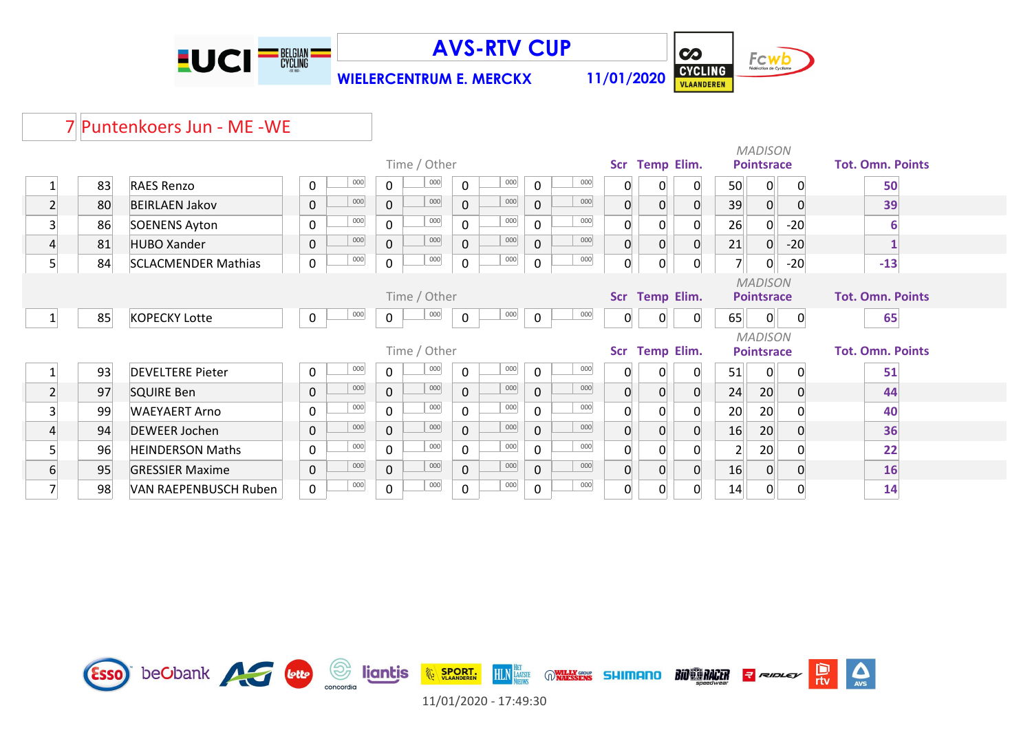# AVS-RTV CUP

**WIELERCENTRUM E. MERCKX** **11/01/2020**

## 7 Puntenkoers Jun - ME -WE

| Pos | No | Name | Time / Other | | | | | | | | Scr | Temp | Elim. | *MADISON* Pointsrace | | | Tot. Omn. Points |
|---|---|---|---|---|---|---|---|---|---|---|---|---|---|---|---|---|---|
| 1 | 83 | RAES Renzo | 0 | 000 | 0 | 000 | 0 | 000 | 0 | 000 | 0 | 0 | 0 | 50 | 0 | 0 | 50 |
| 2 | 80 | BEIRLAEN Jakov | 0 | 000 | 0 | 000 | 0 | 000 | 0 | 000 | 0 | 0 | 0 | 39 | 0 | 0 | 39 |
| 3 | 86 | SOENENS Ayton | 0 | 000 | 0 | 000 | 0 | 000 | 0 | 000 | 0 | 0 | 0 | 26 | 0 | -20 | 6 |
| 4 | 81 | HUBO Xander | 0 | 000 | 0 | 000 | 0 | 000 | 0 | 000 | 0 | 0 | 0 | 21 | 0 | -20 | 1 |
| 5 | 84 | SCLACMENDER Mathias | 0 | 000 | 0 | 000 | 0 | 000 | 0 | 000 | 0 | 0 | 0 | 7 | 0 | -20 | -13 |

| Pos | No | Name | Time / Other | | | | | | | | Scr | Temp | Elim. | *MADISON* Pointsrace | | | Tot. Omn. Points |
|---|---|---|---|---|---|---|---|---|---|---|---|---|---|---|---|---|---|
| 1 | 85 | KOPECKY Lotte | 0 | 000 | 0 | 000 | 0 | 000 | 0 | 000 | 0 | 0 | 0 | 65 | 0 | 0 | 65 |

| Pos | No | Name | Time / Other | | | | | | | | Scr | Temp | Elim. | *MADISON* Pointsrace | | | Tot. Omn. Points |
|---|---|---|---|---|---|---|---|---|---|---|---|---|---|---|---|---|---|
| 1 | 93 | DEVELTERE Pieter | 0 | 000 | 0 | 000 | 0 | 000 | 0 | 000 | 0 | 0 | 0 | 51 | 0 | 0 | 51 |
| 2 | 97 | SQUIRE Ben | 0 | 000 | 0 | 000 | 0 | 000 | 0 | 000 | 0 | 0 | 0 | 24 | 20 | 0 | 44 |
| 3 | 99 | WAEYAERT Arno | 0 | 000 | 0 | 000 | 0 | 000 | 0 | 000 | 0 | 0 | 0 | 20 | 20 | 0 | 40 |
| 4 | 94 | DEWEER Jochen | 0 | 000 | 0 | 000 | 0 | 000 | 0 | 000 | 0 | 0 | 0 | 16 | 20 | 0 | 36 |
| 5 | 96 | HEINDERSON Maths | 0 | 000 | 0 | 000 | 0 | 000 | 0 | 000 | 0 | 0 | 0 | 2 | 20 | 0 | 22 |
| 6 | 95 | GRESSIER Maxime | 0 | 000 | 0 | 000 | 0 | 000 | 0 | 000 | 0 | 0 | 0 | 16 | 0 | 0 | 16 |
| 7 | 98 | VAN RAEPENBUSCH Ruben | 0 | 000 | 0 | 000 | 0 | 000 | 0 | 000 | 0 | 0 | 0 | 14 | 0 | 0 | 14 |

11/01/2020 - 17:49:30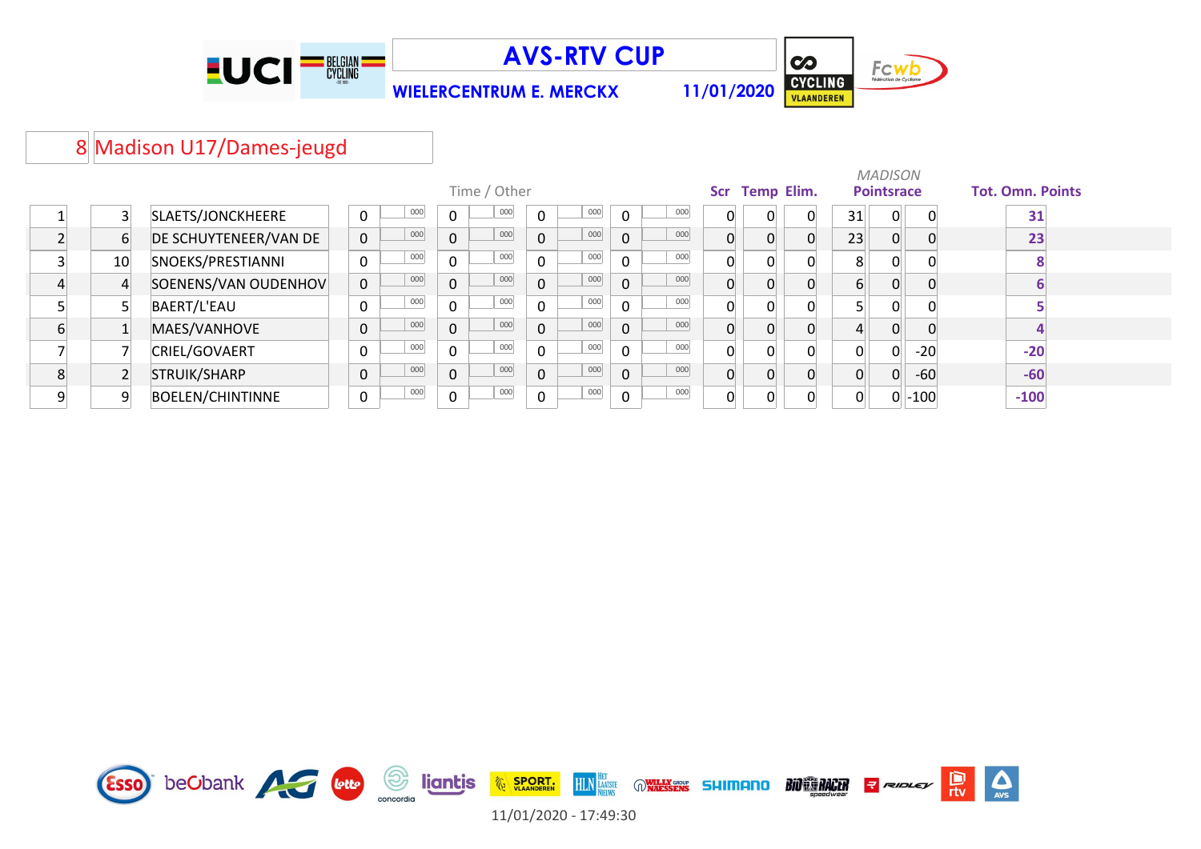# AVS-RTV CUP

**WIELERCENTRUM E. MERCKX** **11/01/2020**

## 8 Madison U17/Dames-jeugd

| | | | Time / Other | | | | | | | | Scr | Temp | Elim. | *MADISON* Pointsrace | | | Tot. Omn. Points |
|---|---|---|---|---|---|---|---|---|---|---|---|---|---|---|---|---|---|
| 1 | 3 | SLAETS/JONCKHEERE | 0 | 000 | 0 | 000 | 0 | 000 | 0 | 000 | 0 | 0 | 0 | 31 | 0 | 0 | 31 |
| 2 | 6 | DE SCHUYTENEER/VAN DE | 0 | 000 | 0 | 000 | 0 | 000 | 0 | 000 | 0 | 0 | 0 | 23 | 0 | 0 | 23 |
| 3 | 10 | SNOEKS/PRESTIANNI | 0 | 000 | 0 | 000 | 0 | 000 | 0 | 000 | 0 | 0 | 0 | 8 | 0 | 0 | 8 |
| 4 | 4 | SOENENS/VAN OUDENHOV | 0 | 000 | 0 | 000 | 0 | 000 | 0 | 000 | 0 | 0 | 0 | 6 | 0 | 0 | 6 |
| 5 | 5 | BAERT/L'EAU | 0 | 000 | 0 | 000 | 0 | 000 | 0 | 000 | 0 | 0 | 0 | 5 | 0 | 0 | 5 |
| 6 | 1 | MAES/VANHOVE | 0 | 000 | 0 | 000 | 0 | 000 | 0 | 000 | 0 | 0 | 0 | 4 | 0 | 0 | 4 |
| 7 | 7 | CRIEL/GOVAERT | 0 | 000 | 0 | 000 | 0 | 000 | 0 | 000 | 0 | 0 | 0 | 0 | 0 | -20 | -20 |
| 8 | 2 | STRUIK/SHARP | 0 | 000 | 0 | 000 | 0 | 000 | 0 | 000 | 0 | 0 | 0 | 0 | 0 | -60 | -60 |
| 9 | 9 | BOELEN/CHINTINNE | 0 | 000 | 0 | 000 | 0 | 000 | 0 | 000 | 0 | 0 | 0 | 0 | 0 | -100 | -100 |

11/01/2020 - 17:49:30